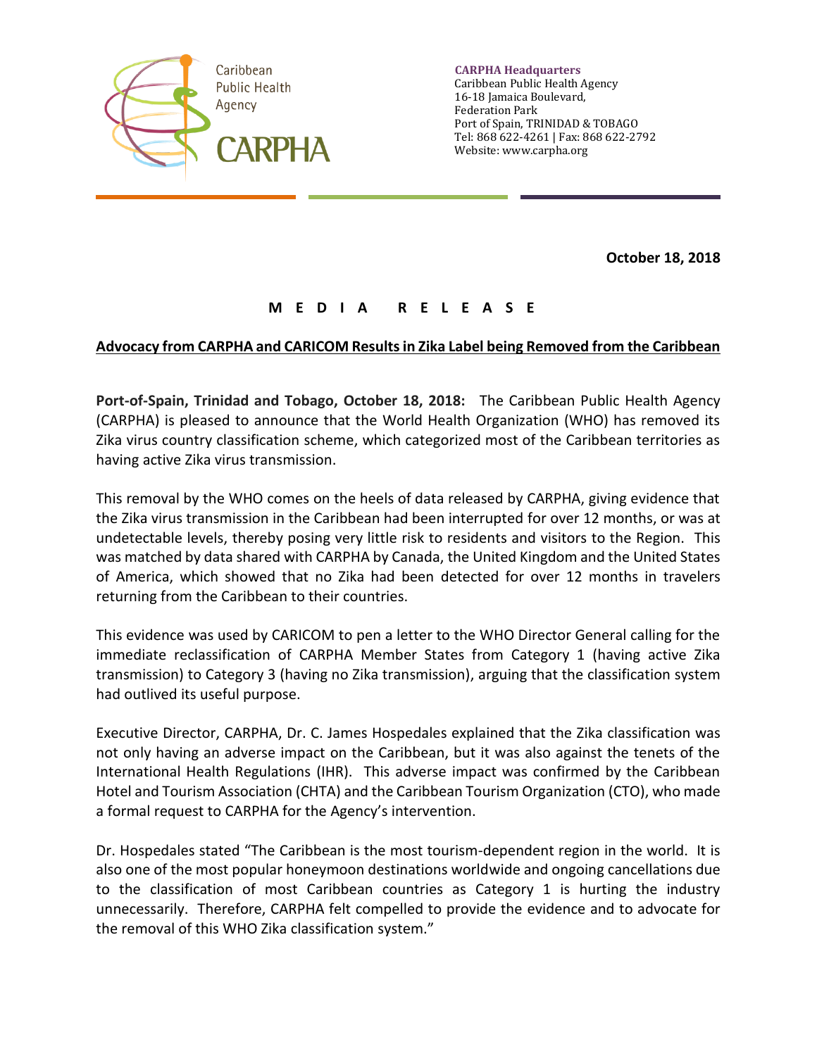Caribbean Public Health Agency
CARPHA

**CARPHA Headquarters**
Caribbean Public Health Agency
16-18 Jamaica Boulevard,
Federation Park
Port of Spain, TRINIDAD & TOBAGO
Tel: 868 622-4261 | Fax: 868 622-2792
Website: www.carpha.org

**October 18, 2018**

**M E D I A   R E L E A S E**

## Advocacy from CARPHA and CARICOM Results in Zika Label being Removed from the Caribbean

**Port-of-Spain, Trinidad and Tobago, October 18, 2018:** The Caribbean Public Health Agency (CARPHA) is pleased to announce that the World Health Organization (WHO) has removed its Zika virus country classification scheme, which categorized most of the Caribbean territories as having active Zika virus transmission.

This removal by the WHO comes on the heels of data released by CARPHA, giving evidence that the Zika virus transmission in the Caribbean had been interrupted for over 12 months, or was at undetectable levels, thereby posing very little risk to residents and visitors to the Region. This was matched by data shared with CARPHA by Canada, the United Kingdom and the United States of America, which showed that no Zika had been detected for over 12 months in travelers returning from the Caribbean to their countries.

This evidence was used by CARICOM to pen a letter to the WHO Director General calling for the immediate reclassification of CARPHA Member States from Category 1 (having active Zika transmission) to Category 3 (having no Zika transmission), arguing that the classification system had outlived its useful purpose.

Executive Director, CARPHA, Dr. C. James Hospedales explained that the Zika classification was not only having an adverse impact on the Caribbean, but it was also against the tenets of the International Health Regulations (IHR). This adverse impact was confirmed by the Caribbean Hotel and Tourism Association (CHTA) and the Caribbean Tourism Organization (CTO), who made a formal request to CARPHA for the Agency's intervention.

Dr. Hospedales stated "The Caribbean is the most tourism-dependent region in the world. It is also one of the most popular honeymoon destinations worldwide and ongoing cancellations due to the classification of most Caribbean countries as Category 1 is hurting the industry unnecessarily. Therefore, CARPHA felt compelled to provide the evidence and to advocate for the removal of this WHO Zika classification system."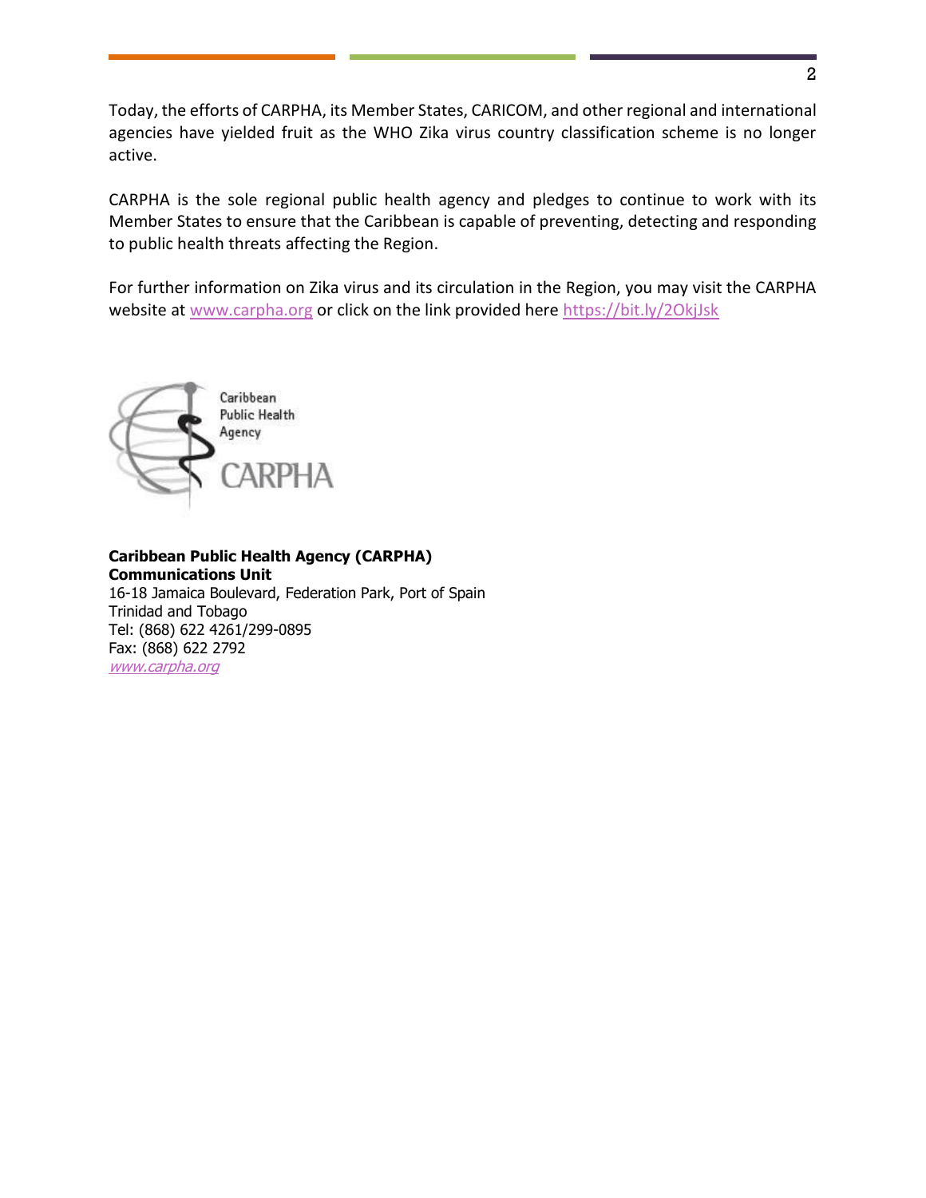Today, the efforts of CARPHA, its Member States, CARICOM, and other regional and international agencies have yielded fruit as the WHO Zika virus country classification scheme is no longer active.

CARPHA is the sole regional public health agency and pledges to continue to work with its Member States to ensure that the Caribbean is capable of preventing, detecting and responding to public health threats affecting the Region.

For further information on Zika virus and its circulation in the Region, you may visit the CARPHA website at www.carpha.org or click on the link provided here https://bit.ly/2OkjJsk

Caribbean Public Health Agency
CARPHA

**Caribbean Public Health Agency (CARPHA)**
**Communications Unit**
16-18 Jamaica Boulevard, Federation Park, Port of Spain
Trinidad and Tobago
Tel: (868) 622 4261/299-0895
Fax: (868) 622 2792
*www.carpha.org*